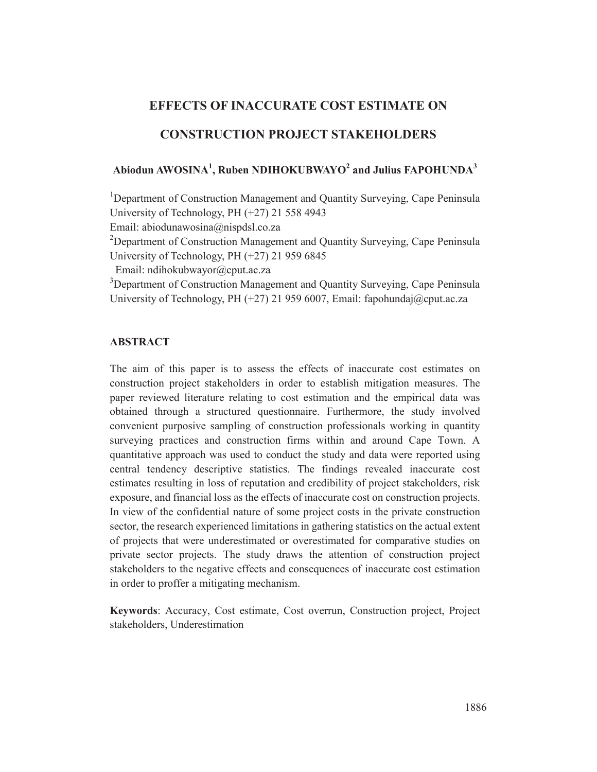# EFFECTS OF INACCURATE COST ESTIMATE ON CONSTRUCTION PROJECT STAKEHOLDERS

**Abiodun AWOSINA[1], Ruben NDIHOKUBWAYO[2] and Julius FAPOHUNDA[3]**

[1]Department of Construction Management and Quantity Surveying, Cape Peninsula University of Technology, PH (+27) 21 558 4943
Email: abiodunawosina@nispdsl.co.za

[2]Department of Construction Management and Quantity Surveying, Cape Peninsula University of Technology, PH (+27) 21 959 6845
Email: ndihokubwayor@cput.ac.za

[3]Department of Construction Management and Quantity Surveying, Cape Peninsula University of Technology, PH (+27) 21 959 6007, Email: fapohundaj@cput.ac.za

## ABSTRACT

The aim of this paper is to assess the effects of inaccurate cost estimates on construction project stakeholders in order to establish mitigation measures. The paper reviewed literature relating to cost estimation and the empirical data was obtained through a structured questionnaire. Furthermore, the study involved convenient purposive sampling of construction professionals working in quantity surveying practices and construction firms within and around Cape Town. A quantitative approach was used to conduct the study and data were reported using central tendency descriptive statistics. The findings revealed inaccurate cost estimates resulting in loss of reputation and credibility of project stakeholders, risk exposure, and financial loss as the effects of inaccurate cost on construction projects. In view of the confidential nature of some project costs in the private construction sector, the research experienced limitations in gathering statistics on the actual extent of projects that were underestimated or overestimated for comparative studies on private sector projects. The study draws the attention of construction project stakeholders to the negative effects and consequences of inaccurate cost estimation in order to proffer a mitigating mechanism.

**Keywords**: Accuracy, Cost estimate, Cost overrun, Construction project, Project stakeholders, Underestimation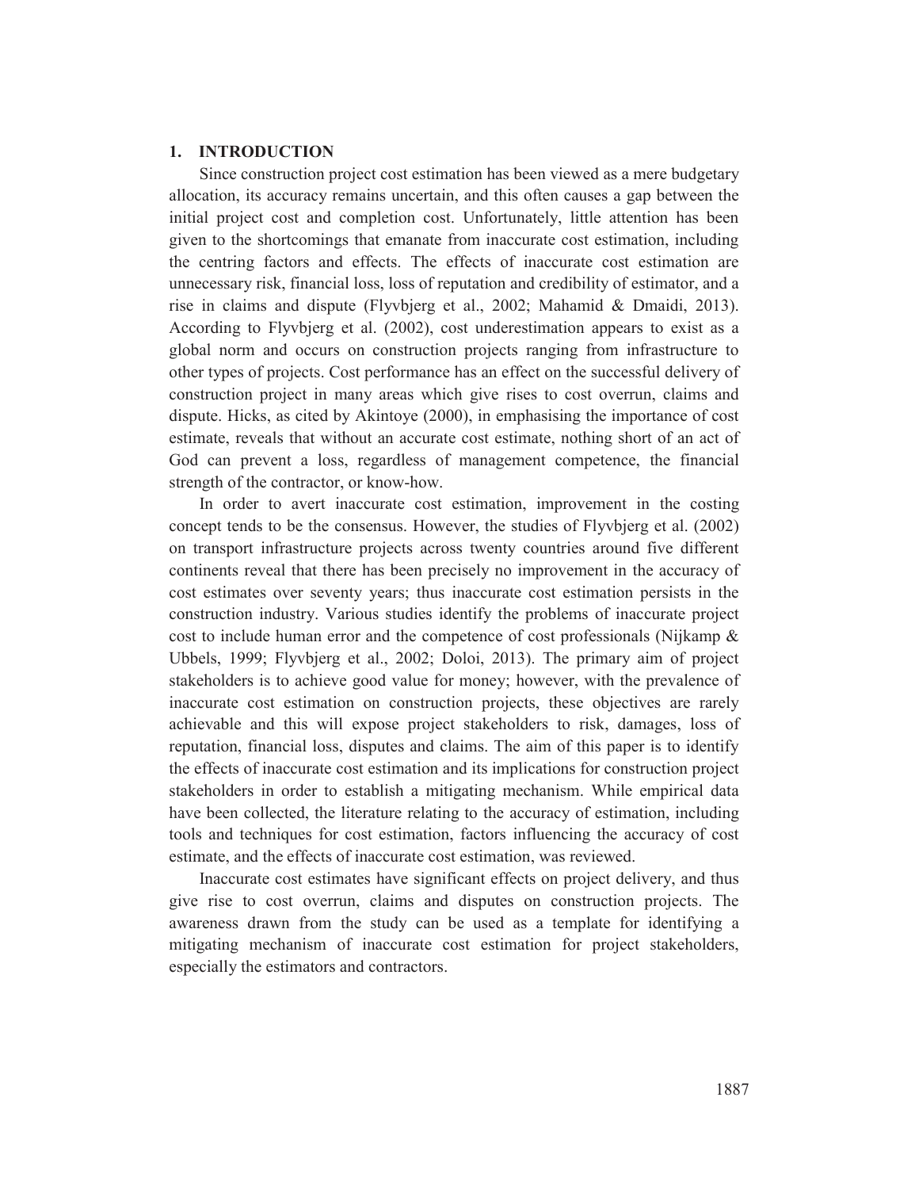## 1. INTRODUCTION

Since construction project cost estimation has been viewed as a mere budgetary allocation, its accuracy remains uncertain, and this often causes a gap between the initial project cost and completion cost. Unfortunately, little attention has been given to the shortcomings that emanate from inaccurate cost estimation, including the centring factors and effects. The effects of inaccurate cost estimation are unnecessary risk, financial loss, loss of reputation and credibility of estimator, and a rise in claims and dispute (Flyvbjerg et al., 2002; Mahamid & Dmaidi, 2013). According to Flyvbjerg et al. (2002), cost underestimation appears to exist as a global norm and occurs on construction projects ranging from infrastructure to other types of projects. Cost performance has an effect on the successful delivery of construction project in many areas which give rises to cost overrun, claims and dispute. Hicks, as cited by Akintoye (2000), in emphasising the importance of cost estimate, reveals that without an accurate cost estimate, nothing short of an act of God can prevent a loss, regardless of management competence, the financial strength of the contractor, or know-how.

In order to avert inaccurate cost estimation, improvement in the costing concept tends to be the consensus. However, the studies of Flyvbjerg et al. (2002) on transport infrastructure projects across twenty countries around five different continents reveal that there has been precisely no improvement in the accuracy of cost estimates over seventy years; thus inaccurate cost estimation persists in the construction industry. Various studies identify the problems of inaccurate project cost to include human error and the competence of cost professionals (Nijkamp & Ubbels, 1999; Flyvbjerg et al., 2002; Doloi, 2013). The primary aim of project stakeholders is to achieve good value for money; however, with the prevalence of inaccurate cost estimation on construction projects, these objectives are rarely achievable and this will expose project stakeholders to risk, damages, loss of reputation, financial loss, disputes and claims. The aim of this paper is to identify the effects of inaccurate cost estimation and its implications for construction project stakeholders in order to establish a mitigating mechanism. While empirical data have been collected, the literature relating to the accuracy of estimation, including tools and techniques for cost estimation, factors influencing the accuracy of cost estimate, and the effects of inaccurate cost estimation, was reviewed.

Inaccurate cost estimates have significant effects on project delivery, and thus give rise to cost overrun, claims and disputes on construction projects. The awareness drawn from the study can be used as a template for identifying a mitigating mechanism of inaccurate cost estimation for project stakeholders, especially the estimators and contractors.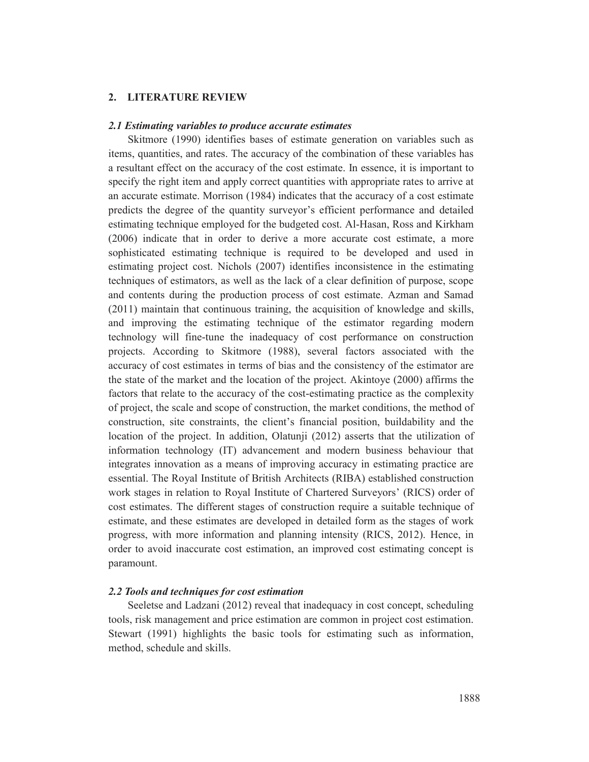## 2. LITERATURE REVIEW

### *2.1 Estimating variables to produce accurate estimates*

Skitmore (1990) identifies bases of estimate generation on variables such as items, quantities, and rates. The accuracy of the combination of these variables has a resultant effect on the accuracy of the cost estimate. In essence, it is important to specify the right item and apply correct quantities with appropriate rates to arrive at an accurate estimate. Morrison (1984) indicates that the accuracy of a cost estimate predicts the degree of the quantity surveyor's efficient performance and detailed estimating technique employed for the budgeted cost. Al-Hasan, Ross and Kirkham (2006) indicate that in order to derive a more accurate cost estimate, a more sophisticated estimating technique is required to be developed and used in estimating project cost. Nichols (2007) identifies inconsistence in the estimating techniques of estimators, as well as the lack of a clear definition of purpose, scope and contents during the production process of cost estimate. Azman and Samad (2011) maintain that continuous training, the acquisition of knowledge and skills, and improving the estimating technique of the estimator regarding modern technology will fine-tune the inadequacy of cost performance on construction projects. According to Skitmore (1988), several factors associated with the accuracy of cost estimates in terms of bias and the consistency of the estimator are the state of the market and the location of the project. Akintoye (2000) affirms the factors that relate to the accuracy of the cost-estimating practice as the complexity of project, the scale and scope of construction, the market conditions, the method of construction, site constraints, the client's financial position, buildability and the location of the project. In addition, Olatunji (2012) asserts that the utilization of information technology (IT) advancement and modern business behaviour that integrates innovation as a means of improving accuracy in estimating practice are essential. The Royal Institute of British Architects (RIBA) established construction work stages in relation to Royal Institute of Chartered Surveyors' (RICS) order of cost estimates. The different stages of construction require a suitable technique of estimate, and these estimates are developed in detailed form as the stages of work progress, with more information and planning intensity (RICS, 2012). Hence, in order to avoid inaccurate cost estimation, an improved cost estimating concept is paramount.

### *2.2 Tools and techniques for cost estimation*

Seeletse and Ladzani (2012) reveal that inadequacy in cost concept, scheduling tools, risk management and price estimation are common in project cost estimation. Stewart (1991) highlights the basic tools for estimating such as information, method, schedule and skills.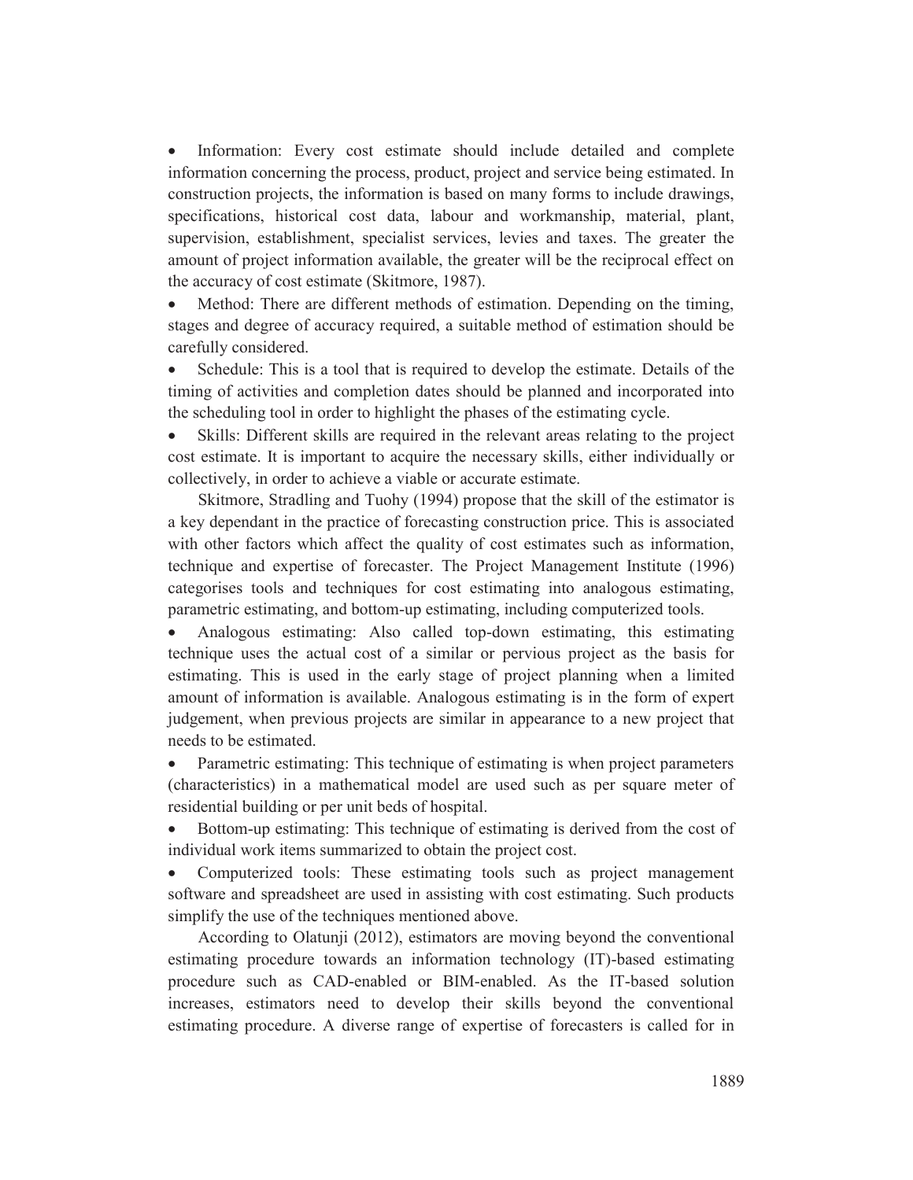- Information: Every cost estimate should include detailed and complete information concerning the process, product, project and service being estimated. In construction projects, the information is based on many forms to include drawings, specifications, historical cost data, labour and workmanship, material, plant, supervision, establishment, specialist services, levies and taxes. The greater the amount of project information available, the greater will be the reciprocal effect on the accuracy of cost estimate (Skitmore, 1987).
- Method: There are different methods of estimation. Depending on the timing, stages and degree of accuracy required, a suitable method of estimation should be carefully considered.
- Schedule: This is a tool that is required to develop the estimate. Details of the timing of activities and completion dates should be planned and incorporated into the scheduling tool in order to highlight the phases of the estimating cycle.
- Skills: Different skills are required in the relevant areas relating to the project cost estimate. It is important to acquire the necessary skills, either individually or collectively, in order to achieve a viable or accurate estimate.

Skitmore, Stradling and Tuohy (1994) propose that the skill of the estimator is a key dependant in the practice of forecasting construction price. This is associated with other factors which affect the quality of cost estimates such as information, technique and expertise of forecaster. The Project Management Institute (1996) categorises tools and techniques for cost estimating into analogous estimating, parametric estimating, and bottom-up estimating, including computerized tools.

- Analogous estimating: Also called top-down estimating, this estimating technique uses the actual cost of a similar or pervious project as the basis for estimating. This is used in the early stage of project planning when a limited amount of information is available. Analogous estimating is in the form of expert judgement, when previous projects are similar in appearance to a new project that needs to be estimated.
- Parametric estimating: This technique of estimating is when project parameters (characteristics) in a mathematical model are used such as per square meter of residential building or per unit beds of hospital.
- Bottom-up estimating: This technique of estimating is derived from the cost of individual work items summarized to obtain the project cost.
- Computerized tools: These estimating tools such as project management software and spreadsheet are used in assisting with cost estimating. Such products simplify the use of the techniques mentioned above.

According to Olatunji (2012), estimators are moving beyond the conventional estimating procedure towards an information technology (IT)-based estimating procedure such as CAD-enabled or BIM-enabled. As the IT-based solution increases, estimators need to develop their skills beyond the conventional estimating procedure. A diverse range of expertise of forecasters is called for in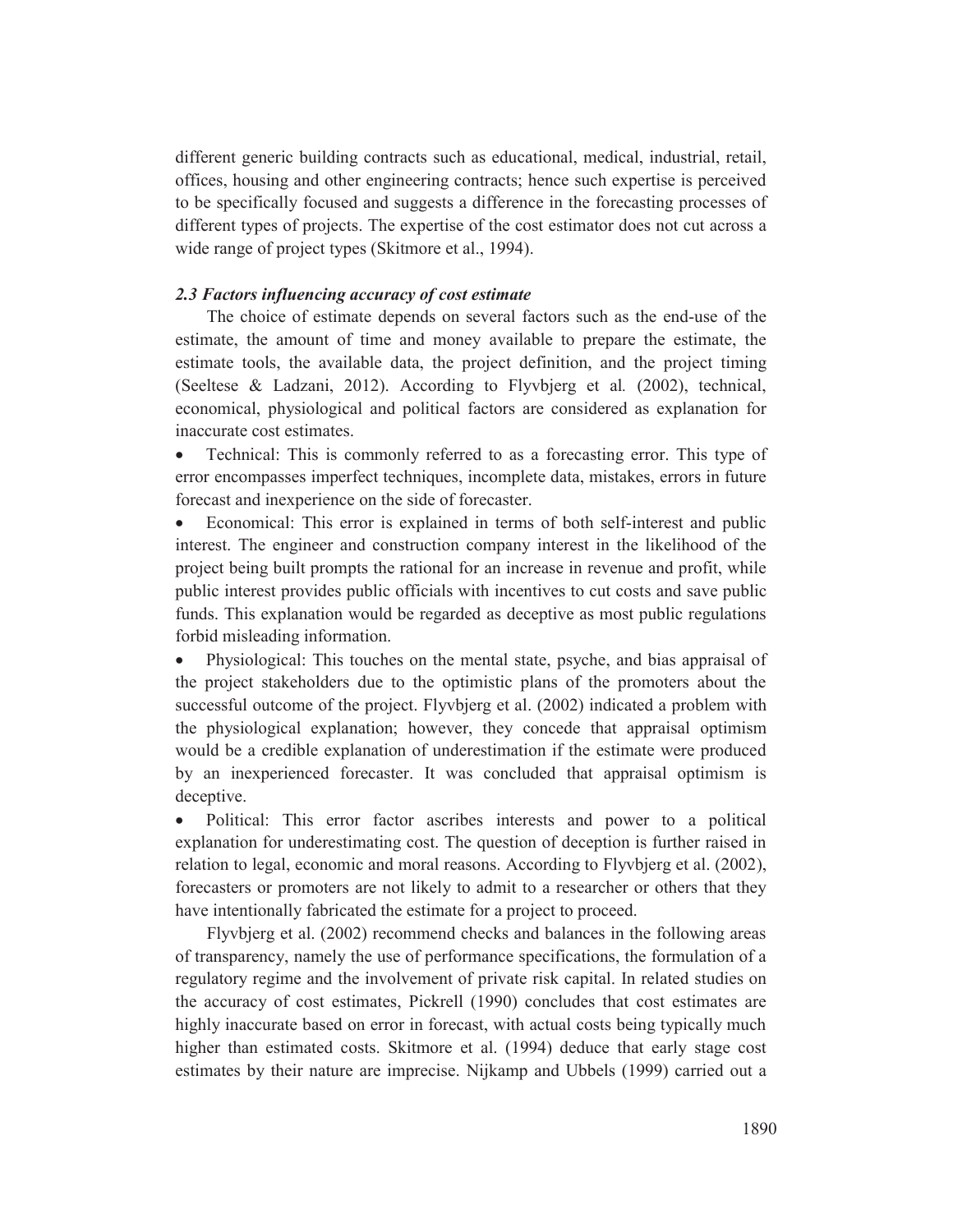different generic building contracts such as educational, medical, industrial, retail, offices, housing and other engineering contracts; hence such expertise is perceived to be specifically focused and suggests a difference in the forecasting processes of different types of projects. The expertise of the cost estimator does not cut across a wide range of project types (Skitmore et al., 1994).

### *2.3 Factors influencing accuracy of cost estimate*

The choice of estimate depends on several factors such as the end-use of the estimate, the amount of time and money available to prepare the estimate, the estimate tools, the available data, the project definition, and the project timing (Seeltese & Ladzani, 2012). According to Flyvbjerg et al*.* (2002), technical, economical, physiological and political factors are considered as explanation for inaccurate cost estimates.

- Technical: This is commonly referred to as a forecasting error. This type of error encompasses imperfect techniques, incomplete data, mistakes, errors in future forecast and inexperience on the side of forecaster.
- Economical: This error is explained in terms of both self-interest and public interest. The engineer and construction company interest in the likelihood of the project being built prompts the rational for an increase in revenue and profit, while public interest provides public officials with incentives to cut costs and save public funds. This explanation would be regarded as deceptive as most public regulations forbid misleading information.
- Physiological: This touches on the mental state, psyche, and bias appraisal of the project stakeholders due to the optimistic plans of the promoters about the successful outcome of the project. Flyvbjerg et al. (2002) indicated a problem with the physiological explanation; however, they concede that appraisal optimism would be a credible explanation of underestimation if the estimate were produced by an inexperienced forecaster. It was concluded that appraisal optimism is deceptive.
- Political: This error factor ascribes interests and power to a political explanation for underestimating cost. The question of deception is further raised in relation to legal, economic and moral reasons. According to Flyvbjerg et al. (2002), forecasters or promoters are not likely to admit to a researcher or others that they have intentionally fabricated the estimate for a project to proceed.

Flyvbjerg et al. (2002) recommend checks and balances in the following areas of transparency, namely the use of performance specifications, the formulation of a regulatory regime and the involvement of private risk capital. In related studies on the accuracy of cost estimates, Pickrell (1990) concludes that cost estimates are highly inaccurate based on error in forecast, with actual costs being typically much higher than estimated costs. Skitmore et al. (1994) deduce that early stage cost estimates by their nature are imprecise. Nijkamp and Ubbels (1999) carried out a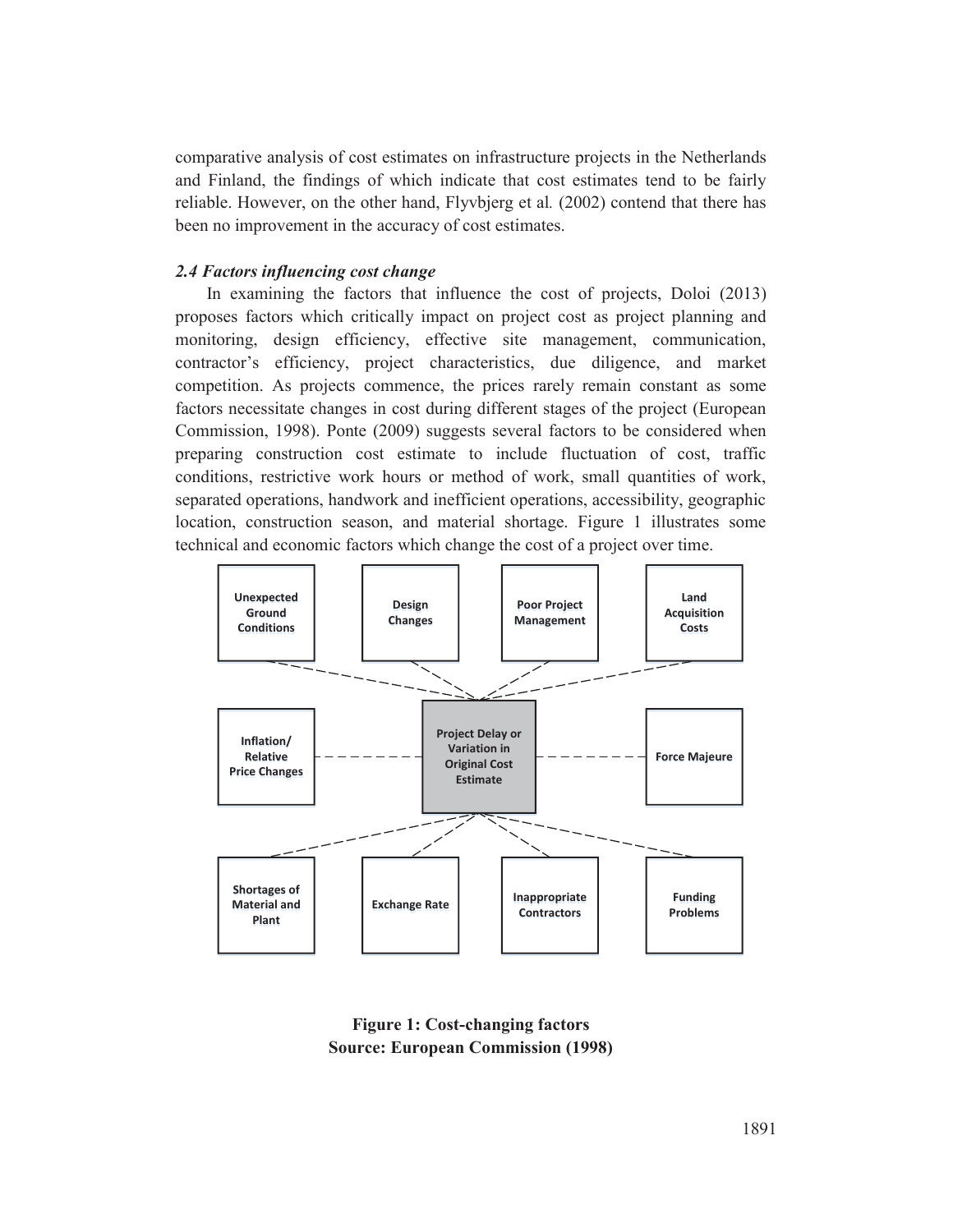comparative analysis of cost estimates on infrastructure projects in the Netherlands and Finland, the findings of which indicate that cost estimates tend to be fairly reliable. However, on the other hand, Flyvbjerg et al*.* (2002) contend that there has been no improvement in the accuracy of cost estimates.

### *2.4 Factors influencing cost change*

In examining the factors that influence the cost of projects, Doloi (2013) proposes factors which critically impact on project cost as project planning and monitoring, design efficiency, effective site management, communication, contractor's efficiency, project characteristics, due diligence, and market competition. As projects commence, the prices rarely remain constant as some factors necessitate changes in cost during different stages of the project (European Commission, 1998). Ponte (2009) suggests several factors to be considered when preparing construction cost estimate to include fluctuation of cost, traffic conditions, restrictive work hours or method of work, small quantities of work, separated operations, handwork and inefficient operations, accessibility, geographic location, construction season, and material shortage. Figure 1 illustrates some technical and economic factors which change the cost of a project over time.

Project Delay or Variation in Original Cost Estimate

- Unexpected Ground Conditions
- Design Changes
- Poor Project Management
- Land Acquisition Costs
- Inflation/ Relative Price Changes
- Force Majeure
- Shortages of Material and Plant
- Exchange Rate
- Inappropriate Contractors
- Funding Problems

**Figure 1: Cost-changing factors**
**Source: European Commission (1998)**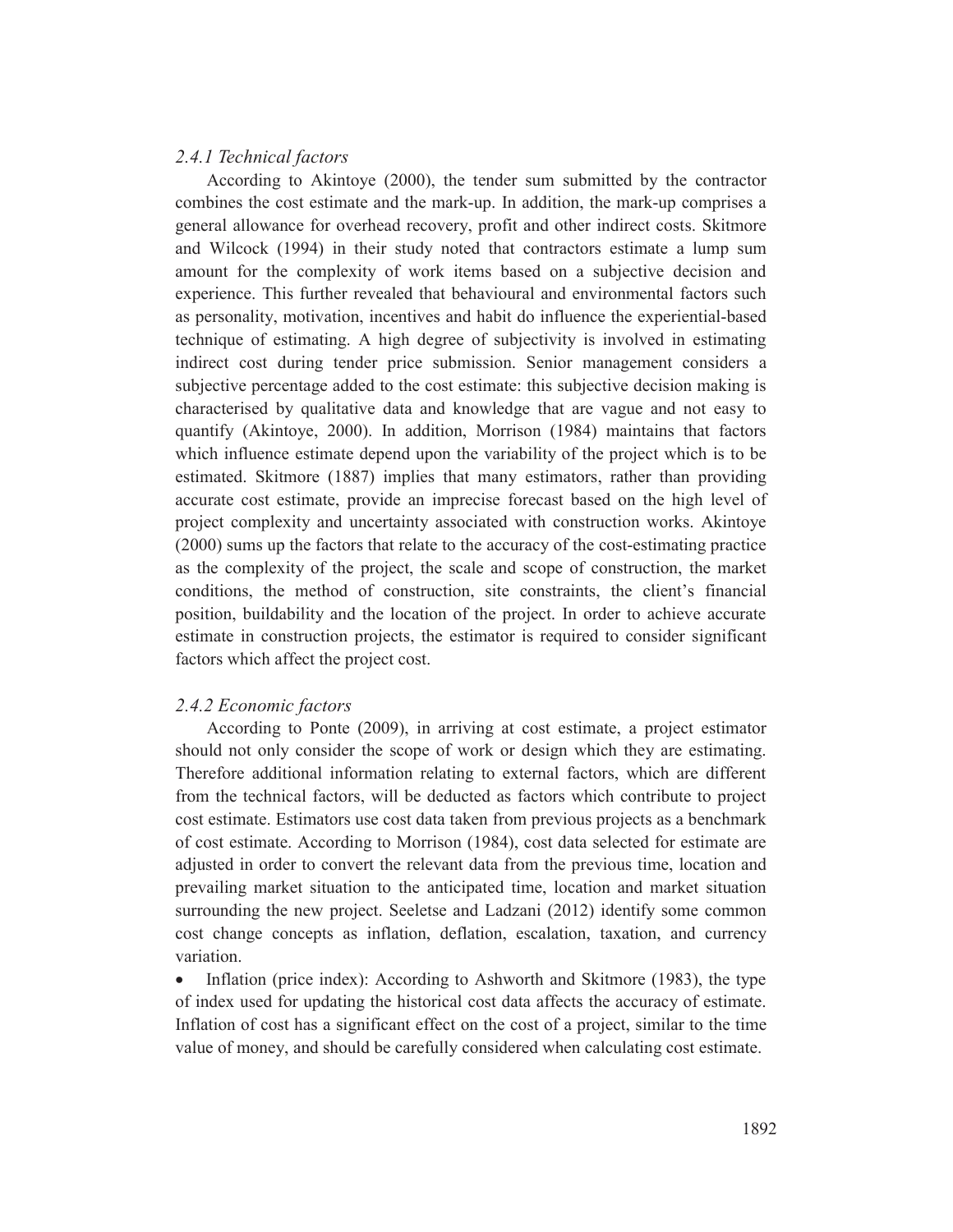### *2.4.1 Technical factors*

According to Akintoye (2000), the tender sum submitted by the contractor combines the cost estimate and the mark-up. In addition, the mark-up comprises a general allowance for overhead recovery, profit and other indirect costs. Skitmore and Wilcock (1994) in their study noted that contractors estimate a lump sum amount for the complexity of work items based on a subjective decision and experience. This further revealed that behavioural and environmental factors such as personality, motivation, incentives and habit do influence the experiential-based technique of estimating. A high degree of subjectivity is involved in estimating indirect cost during tender price submission. Senior management considers a subjective percentage added to the cost estimate: this subjective decision making is characterised by qualitative data and knowledge that are vague and not easy to quantify (Akintoye, 2000). In addition, Morrison (1984) maintains that factors which influence estimate depend upon the variability of the project which is to be estimated. Skitmore (1887) implies that many estimators, rather than providing accurate cost estimate, provide an imprecise forecast based on the high level of project complexity and uncertainty associated with construction works. Akintoye (2000) sums up the factors that relate to the accuracy of the cost-estimating practice as the complexity of the project, the scale and scope of construction, the market conditions, the method of construction, site constraints, the client's financial position, buildability and the location of the project. In order to achieve accurate estimate in construction projects, the estimator is required to consider significant factors which affect the project cost.

### *2.4.2 Economic factors*

According to Ponte (2009), in arriving at cost estimate, a project estimator should not only consider the scope of work or design which they are estimating. Therefore additional information relating to external factors, which are different from the technical factors, will be deducted as factors which contribute to project cost estimate. Estimators use cost data taken from previous projects as a benchmark of cost estimate. According to Morrison (1984), cost data selected for estimate are adjusted in order to convert the relevant data from the previous time, location and prevailing market situation to the anticipated time, location and market situation surrounding the new project. Seeletse and Ladzani (2012) identify some common cost change concepts as inflation, deflation, escalation, taxation, and currency variation.

- Inflation (price index): According to Ashworth and Skitmore (1983), the type of index used for updating the historical cost data affects the accuracy of estimate. Inflation of cost has a significant effect on the cost of a project, similar to the time value of money, and should be carefully considered when calculating cost estimate.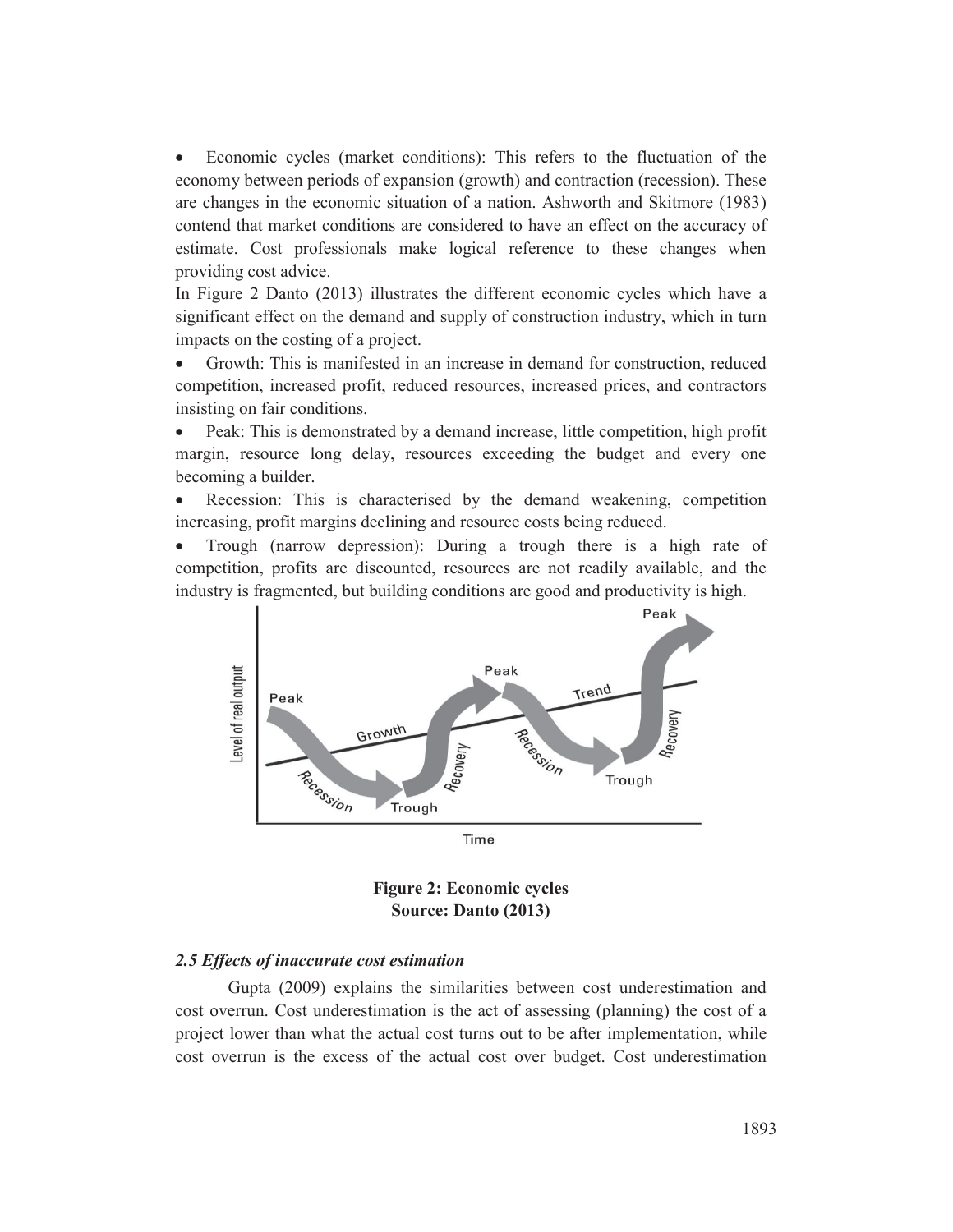- Economic cycles (market conditions): This refers to the fluctuation of the economy between periods of expansion (growth) and contraction (recession). These are changes in the economic situation of a nation. Ashworth and Skitmore (1983) contend that market conditions are considered to have an effect on the accuracy of estimate. Cost professionals make logical reference to these changes when providing cost advice.

In Figure 2 Danto (2013) illustrates the different economic cycles which have a significant effect on the demand and supply of construction industry, which in turn impacts on the costing of a project.

- Growth: This is manifested in an increase in demand for construction, reduced competition, increased profit, reduced resources, increased prices, and contractors insisting on fair conditions.
- Peak: This is demonstrated by a demand increase, little competition, high profit margin, resource long delay, resources exceeding the budget and every one becoming a builder.
- Recession: This is characterised by the demand weakening, competition increasing, profit margins declining and resource costs being reduced.
- Trough (narrow depression): During a trough there is a high rate of competition, profits are discounted, resources are not readily available, and the industry is fragmented, but building conditions are good and productivity is high.

**Figure 2: Economic cycles**
**Source: Danto (2013)**

### *2.5 Effects of inaccurate cost estimation*

Gupta (2009) explains the similarities between cost underestimation and cost overrun. Cost underestimation is the act of assessing (planning) the cost of a project lower than what the actual cost turns out to be after implementation, while cost overrun is the excess of the actual cost over budget. Cost underestimation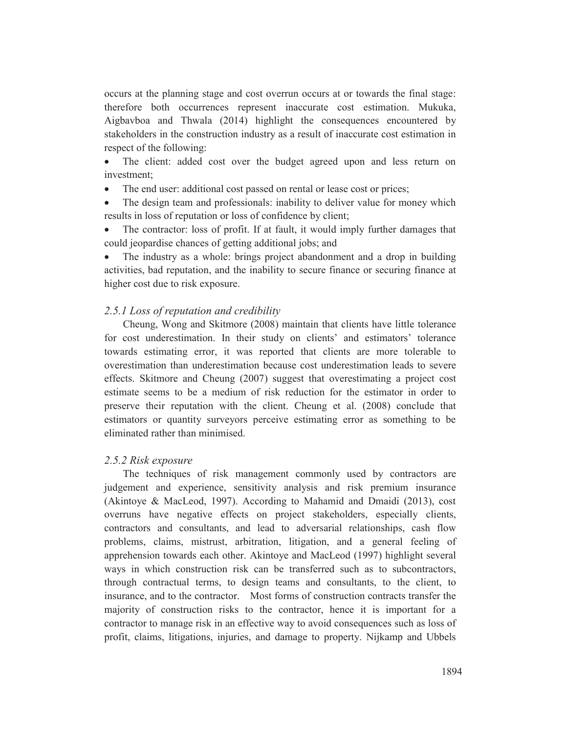occurs at the planning stage and cost overrun occurs at or towards the final stage: therefore both occurrences represent inaccurate cost estimation. Mukuka, Aigbavboa and Thwala (2014) highlight the consequences encountered by stakeholders in the construction industry as a result of inaccurate cost estimation in respect of the following:

- The client: added cost over the budget agreed upon and less return on investment;
- The end user: additional cost passed on rental or lease cost or prices;
- The design team and professionals: inability to deliver value for money which results in loss of reputation or loss of confidence by client;
- The contractor: loss of profit. If at fault, it would imply further damages that could jeopardise chances of getting additional jobs; and
- The industry as a whole: brings project abandonment and a drop in building activities, bad reputation, and the inability to secure finance or securing finance at higher cost due to risk exposure.

### *2.5.1 Loss of reputation and credibility*

Cheung, Wong and Skitmore (2008) maintain that clients have little tolerance for cost underestimation. In their study on clients' and estimators' tolerance towards estimating error, it was reported that clients are more tolerable to overestimation than underestimation because cost underestimation leads to severe effects. Skitmore and Cheung (2007) suggest that overestimating a project cost estimate seems to be a medium of risk reduction for the estimator in order to preserve their reputation with the client. Cheung et al. (2008) conclude that estimators or quantity surveyors perceive estimating error as something to be eliminated rather than minimised.

### *2.5.2 Risk exposure*

The techniques of risk management commonly used by contractors are judgement and experience, sensitivity analysis and risk premium insurance (Akintoye & MacLeod, 1997). According to Mahamid and Dmaidi (2013), cost overruns have negative effects on project stakeholders, especially clients, contractors and consultants, and lead to adversarial relationships, cash flow problems, claims, mistrust, arbitration, litigation, and a general feeling of apprehension towards each other. Akintoye and MacLeod (1997) highlight several ways in which construction risk can be transferred such as to subcontractors, through contractual terms, to design teams and consultants, to the client, to insurance, and to the contractor. Most forms of construction contracts transfer the majority of construction risks to the contractor, hence it is important for a contractor to manage risk in an effective way to avoid consequences such as loss of profit, claims, litigations, injuries, and damage to property. Nijkamp and Ubbels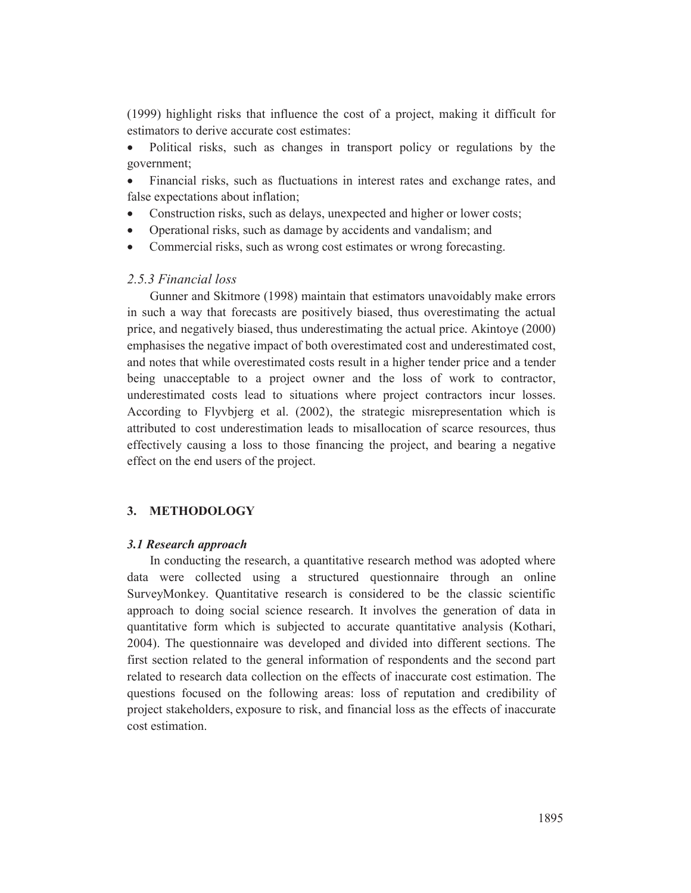(1999) highlight risks that influence the cost of a project, making it difficult for estimators to derive accurate cost estimates:

- Political risks, such as changes in transport policy or regulations by the government;
- Financial risks, such as fluctuations in interest rates and exchange rates, and false expectations about inflation;
- Construction risks, such as delays, unexpected and higher or lower costs;
- Operational risks, such as damage by accidents and vandalism; and
- Commercial risks, such as wrong cost estimates or wrong forecasting.

### *2.5.3 Financial loss*

Gunner and Skitmore (1998) maintain that estimators unavoidably make errors in such a way that forecasts are positively biased, thus overestimating the actual price, and negatively biased, thus underestimating the actual price. Akintoye (2000) emphasises the negative impact of both overestimated cost and underestimated cost, and notes that while overestimated costs result in a higher tender price and a tender being unacceptable to a project owner and the loss of work to contractor, underestimated costs lead to situations where project contractors incur losses. According to Flyvbjerg et al. (2002), the strategic misrepresentation which is attributed to cost underestimation leads to misallocation of scarce resources, thus effectively causing a loss to those financing the project, and bearing a negative effect on the end users of the project.

## 3. METHODOLOGY

### *3.1 Research approach*

In conducting the research, a quantitative research method was adopted where data were collected using a structured questionnaire through an online SurveyMonkey. Quantitative research is considered to be the classic scientific approach to doing social science research. It involves the generation of data in quantitative form which is subjected to accurate quantitative analysis (Kothari, 2004). The questionnaire was developed and divided into different sections. The first section related to the general information of respondents and the second part related to research data collection on the effects of inaccurate cost estimation. The questions focused on the following areas: loss of reputation and credibility of project stakeholders, exposure to risk, and financial loss as the effects of inaccurate cost estimation.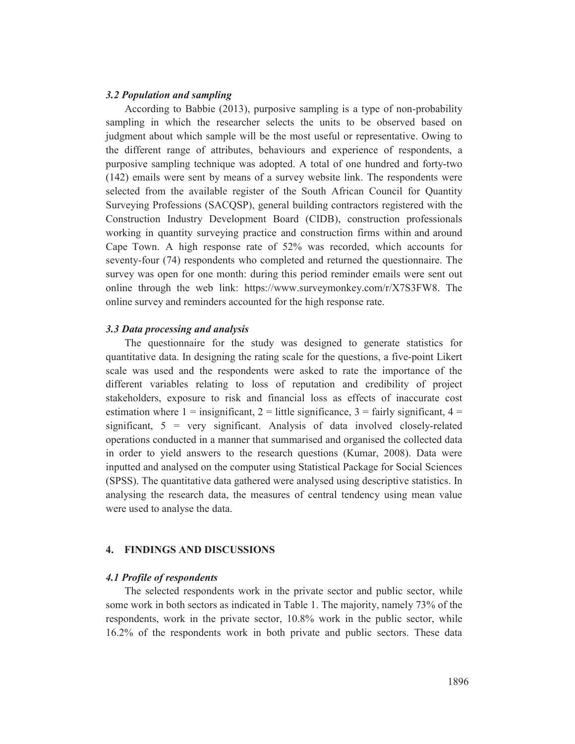### *3.2 Population and sampling*

According to Babbie (2013), purposive sampling is a type of non-probability sampling in which the researcher selects the units to be observed based on judgment about which sample will be the most useful or representative. Owing to the different range of attributes, behaviours and experience of respondents, a purposive sampling technique was adopted. A total of one hundred and forty-two (142) emails were sent by means of a survey website link. The respondents were selected from the available register of the South African Council for Quantity Surveying Professions (SACQSP), general building contractors registered with the Construction Industry Development Board (CIDB), construction professionals working in quantity surveying practice and construction firms within and around Cape Town. A high response rate of 52% was recorded, which accounts for seventy-four (74) respondents who completed and returned the questionnaire. The survey was open for one month: during this period reminder emails were sent out online through the web link: https://www.surveymonkey.com/r/X7S3FW8. The online survey and reminders accounted for the high response rate.

### *3.3 Data processing and analysis*

The questionnaire for the study was designed to generate statistics for quantitative data. In designing the rating scale for the questions, a five-point Likert scale was used and the respondents were asked to rate the importance of the different variables relating to loss of reputation and credibility of project stakeholders, exposure to risk and financial loss as effects of inaccurate cost estimation where 1 = insignificant, 2 = little significance, 3 = fairly significant, 4 = significant, 5 = very significant. Analysis of data involved closely-related operations conducted in a manner that summarised and organised the collected data in order to yield answers to the research questions (Kumar, 2008). Data were inputted and analysed on the computer using Statistical Package for Social Sciences (SPSS). The quantitative data gathered were analysed using descriptive statistics. In analysing the research data, the measures of central tendency using mean value were used to analyse the data.

## 4. FINDINGS AND DISCUSSIONS

### *4.1 Profile of respondents*

The selected respondents work in the private sector and public sector, while some work in both sectors as indicated in Table 1. The majority, namely 73% of the respondents, work in the private sector, 10.8% work in the public sector, while 16.2% of the respondents work in both private and public sectors. These data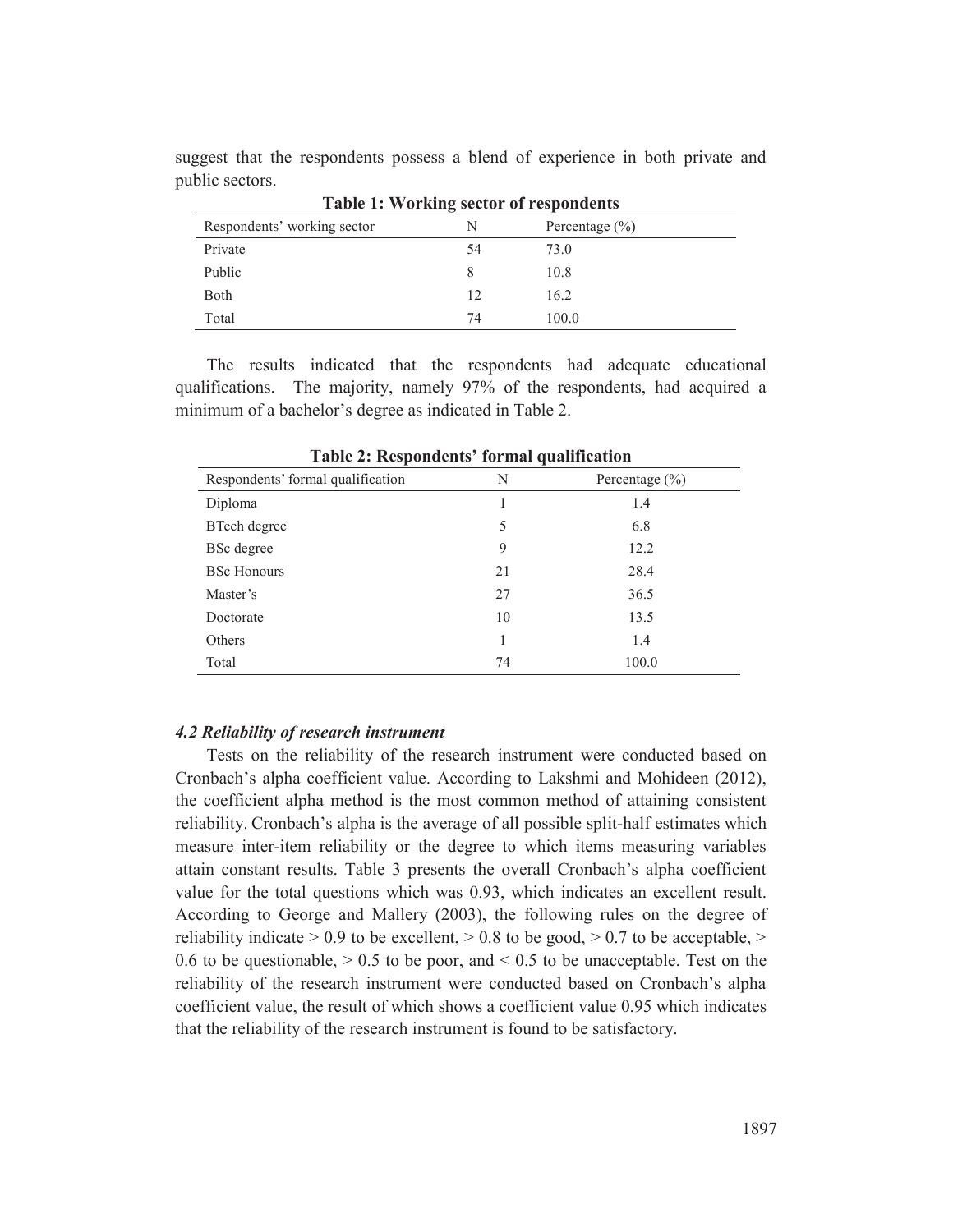suggest that the respondents possess a blend of experience in both private and public sectors.

**Table 1: Working sector of respondents**

| Respondents' working sector | N | Percentage (%) |
| --- | --- | --- |
| Private | 54 | 73.0 |
| Public | 8 | 10.8 |
| Both | 12 | 16.2 |
| Total | 74 | 100.0 |

The results indicated that the respondents had adequate educational qualifications. The majority, namely 97% of the respondents, had acquired a minimum of a bachelor's degree as indicated in Table 2.

**Table 2: Respondents' formal qualification**

| Respondents' formal qualification | N | Percentage (%) |
| --- | --- | --- |
| Diploma | 1 | 1.4 |
| BTech degree | 5 | 6.8 |
| BSc degree | 9 | 12.2 |
| BSc Honours | 21 | 28.4 |
| Master's | 27 | 36.5 |
| Doctorate | 10 | 13.5 |
| Others | 1 | 1.4 |
| Total | 74 | 100.0 |

### *4.2 Reliability of research instrument*

Tests on the reliability of the research instrument were conducted based on Cronbach's alpha coefficient value. According to Lakshmi and Mohideen (2012), the coefficient alpha method is the most common method of attaining consistent reliability. Cronbach's alpha is the average of all possible split-half estimates which measure inter-item reliability or the degree to which items measuring variables attain constant results. Table 3 presents the overall Cronbach's alpha coefficient value for the total questions which was 0.93, which indicates an excellent result. According to George and Mallery (2003), the following rules on the degree of reliability indicate > 0.9 to be excellent, > 0.8 to be good, > 0.7 to be acceptable, > 0.6 to be questionable, > 0.5 to be poor, and < 0.5 to be unacceptable. Test on the reliability of the research instrument were conducted based on Cronbach's alpha coefficient value, the result of which shows a coefficient value 0.95 which indicates that the reliability of the research instrument is found to be satisfactory.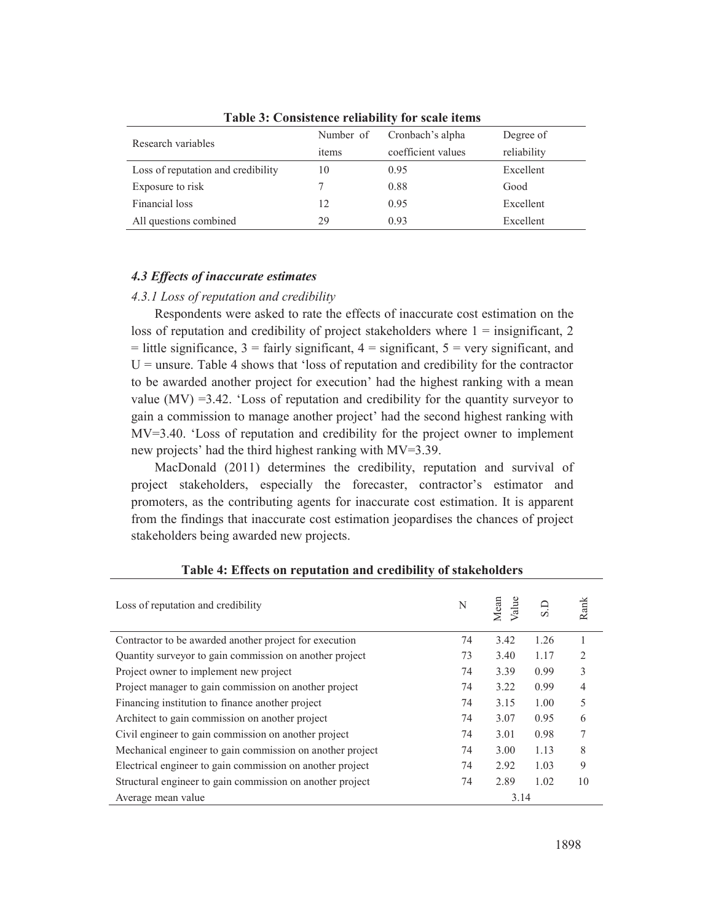**Table 3: Consistence reliability for scale items**

| Research variables | Number of items | Cronbach's alpha coefficient values | Degree of reliability |
|---|---|---|---|
| Loss of reputation and credibility | 10 | 0.95 | Excellent |
| Exposure to risk | 7 | 0.88 | Good |
| Financial loss | 12 | 0.95 | Excellent |
| All questions combined | 29 | 0.93 | Excellent |

### *4.3 Effects of inaccurate estimates*

#### *4.3.1 Loss of reputation and credibility*

Respondents were asked to rate the effects of inaccurate cost estimation on the loss of reputation and credibility of project stakeholders where 1 = insignificant, 2 = little significance, 3 = fairly significant, 4 = significant, 5 = very significant, and U = unsure. Table 4 shows that 'loss of reputation and credibility for the contractor to be awarded another project for execution' had the highest ranking with a mean value (MV) =3.42. 'Loss of reputation and credibility for the quantity surveyor to gain a commission to manage another project' had the second highest ranking with MV=3.40. 'Loss of reputation and credibility for the project owner to implement new projects' had the third highest ranking with MV=3.39.

MacDonald (2011) determines the credibility, reputation and survival of project stakeholders, especially the forecaster, contractor's estimator and promoters, as the contributing agents for inaccurate cost estimation. It is apparent from the findings that inaccurate cost estimation jeopardises the chances of project stakeholders being awarded new projects.

**Table 4: Effects on reputation and credibility of stakeholders**

| Loss of reputation and credibility | N | Mean Value | S.D | Rank |
|---|---|---|---|---|
| Contractor to be awarded another project for execution | 74 | 3.42 | 1.26 | 1 |
| Quantity surveyor to gain commission on another project | 73 | 3.40 | 1.17 | 2 |
| Project owner to implement new project | 74 | 3.39 | 0.99 | 3 |
| Project manager to gain commission on another project | 74 | 3.22 | 0.99 | 4 |
| Financing institution to finance another project | 74 | 3.15 | 1.00 | 5 |
| Architect to gain commission on another project | 74 | 3.07 | 0.95 | 6 |
| Civil engineer to gain commission on another project | 74 | 3.01 | 0.98 | 7 |
| Mechanical engineer to gain commission on another project | 74 | 3.00 | 1.13 | 8 |
| Electrical engineer to gain commission on another project | 74 | 2.92 | 1.03 | 9 |
| Structural engineer to gain commission on another project | 74 | 2.89 | 1.02 | 10 |
| Average mean value | | 3.14 | | |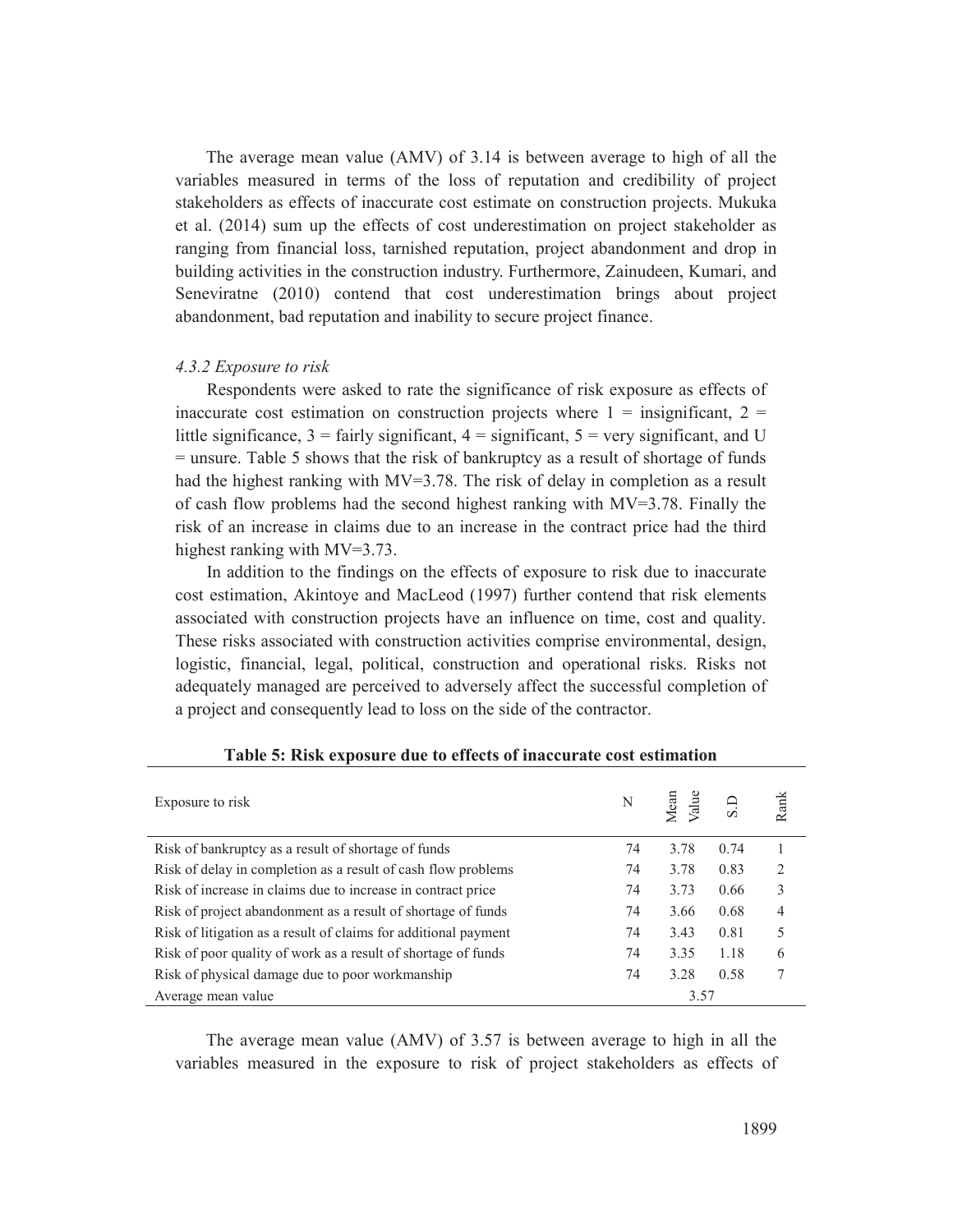The average mean value (AMV) of 3.14 is between average to high of all the variables measured in terms of the loss of reputation and credibility of project stakeholders as effects of inaccurate cost estimate on construction projects. Mukuka et al. (2014) sum up the effects of cost underestimation on project stakeholder as ranging from financial loss, tarnished reputation, project abandonment and drop in building activities in the construction industry. Furthermore, Zainudeen, Kumari, and Seneviratne (2010) contend that cost underestimation brings about project abandonment, bad reputation and inability to secure project finance.

*4.3.2 Exposure to risk*

Respondents were asked to rate the significance of risk exposure as effects of inaccurate cost estimation on construction projects where 1 = insignificant, 2 = little significance, 3 = fairly significant, 4 = significant, 5 = very significant, and U = unsure. Table 5 shows that the risk of bankruptcy as a result of shortage of funds had the highest ranking with MV=3.78. The risk of delay in completion as a result of cash flow problems had the second highest ranking with MV=3.78. Finally the risk of an increase in claims due to an increase in the contract price had the third highest ranking with MV=3.73.

In addition to the findings on the effects of exposure to risk due to inaccurate cost estimation, Akintoye and MacLeod (1997) further contend that risk elements associated with construction projects have an influence on time, cost and quality. These risks associated with construction activities comprise environmental, design, logistic, financial, legal, political, construction and operational risks. Risks not adequately managed are perceived to adversely affect the successful completion of a project and consequently lead to loss on the side of the contractor.

**Table 5: Risk exposure due to effects of inaccurate cost estimation**

| Exposure to risk | N | Mean Value | S.D | Rank |
|---|---|---|---|---|
| Risk of bankruptcy as a result of shortage of funds | 74 | 3.78 | 0.74 | 1 |
| Risk of delay in completion as a result of cash flow problems | 74 | 3.78 | 0.83 | 2 |
| Risk of increase in claims due to increase in contract price | 74 | 3.73 | 0.66 | 3 |
| Risk of project abandonment as a result of shortage of funds | 74 | 3.66 | 0.68 | 4 |
| Risk of litigation as a result of claims for additional payment | 74 | 3.43 | 0.81 | 5 |
| Risk of poor quality of work as a result of shortage of funds | 74 | 3.35 | 1.18 | 6 |
| Risk of physical damage due to poor workmanship | 74 | 3.28 | 0.58 | 7 |
| Average mean value | | 3.57 | | |

The average mean value (AMV) of 3.57 is between average to high in all the variables measured in the exposure to risk of project stakeholders as effects of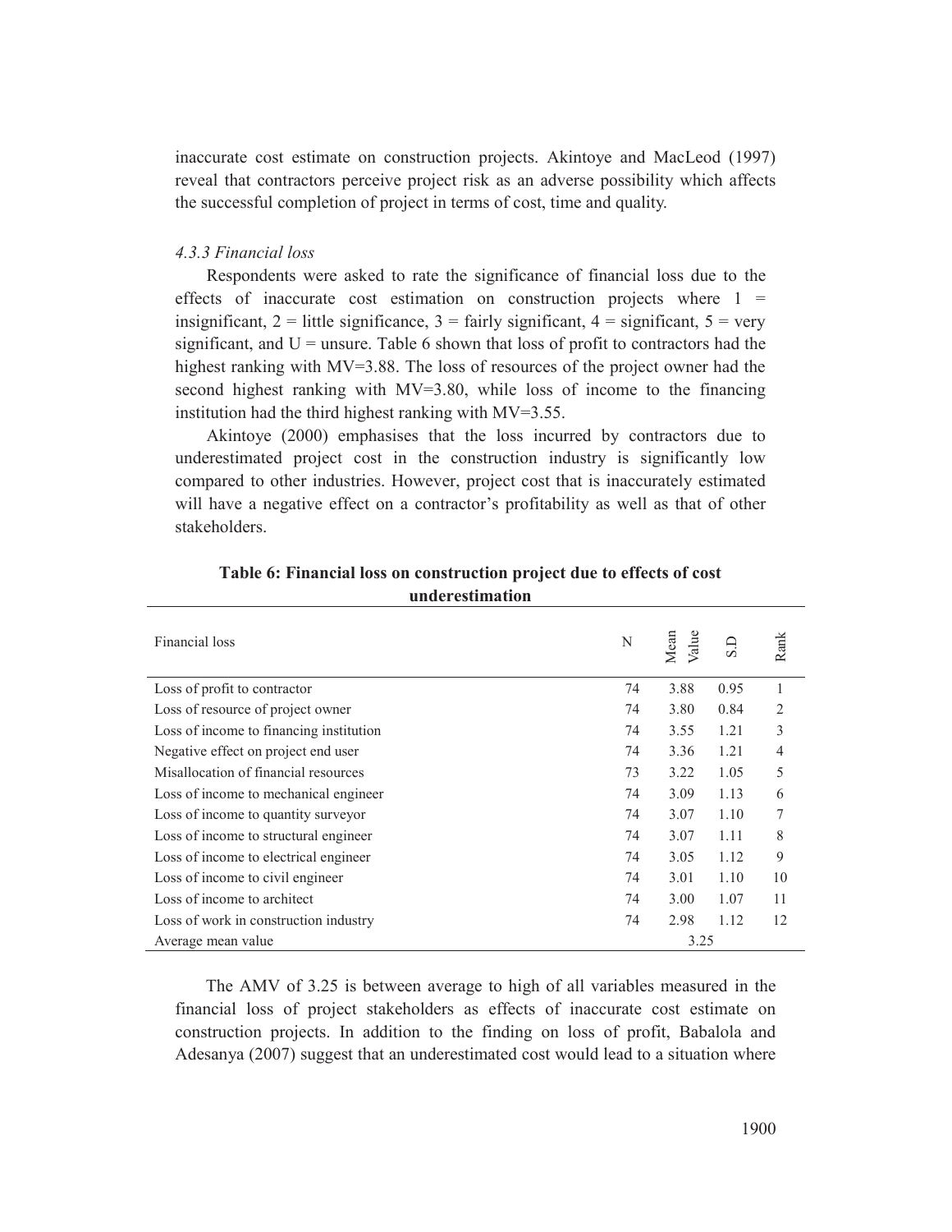inaccurate cost estimate on construction projects. Akintoye and MacLeod (1997) reveal that contractors perceive project risk as an adverse possibility which affects the successful completion of project in terms of cost, time and quality.

#### *4.3.3 Financial loss*

Respondents were asked to rate the significance of financial loss due to the effects of inaccurate cost estimation on construction projects where 1 = insignificant, 2 = little significance, 3 = fairly significant, 4 = significant, 5 = very significant, and U = unsure. Table 6 shown that loss of profit to contractors had the highest ranking with MV=3.88. The loss of resources of the project owner had the second highest ranking with MV=3.80, while loss of income to the financing institution had the third highest ranking with MV=3.55.

Akintoye (2000) emphasises that the loss incurred by contractors due to underestimated project cost in the construction industry is significantly low compared to other industries. However, project cost that is inaccurately estimated will have a negative effect on a contractor's profitability as well as that of other stakeholders.

**Table 6: Financial loss on construction project due to effects of cost underestimation**

| Financial loss | N | Mean Value | S.D | Rank |
|---|---|---|---|---|
| Loss of profit to contractor | 74 | 3.88 | 0.95 | 1 |
| Loss of resource of project owner | 74 | 3.80 | 0.84 | 2 |
| Loss of income to financing institution | 74 | 3.55 | 1.21 | 3 |
| Negative effect on project end user | 74 | 3.36 | 1.21 | 4 |
| Misallocation of financial resources | 73 | 3.22 | 1.05 | 5 |
| Loss of income to mechanical engineer | 74 | 3.09 | 1.13 | 6 |
| Loss of income to quantity surveyor | 74 | 3.07 | 1.10 | 7 |
| Loss of income to structural engineer | 74 | 3.07 | 1.11 | 8 |
| Loss of income to electrical engineer | 74 | 3.05 | 1.12 | 9 |
| Loss of income to civil engineer | 74 | 3.01 | 1.10 | 10 |
| Loss of income to architect | 74 | 3.00 | 1.07 | 11 |
| Loss of work in construction industry | 74 | 2.98 | 1.12 | 12 |
| Average mean value | | 3.25 | | |

The AMV of 3.25 is between average to high of all variables measured in the financial loss of project stakeholders as effects of inaccurate cost estimate on construction projects. In addition to the finding on loss of profit, Babalola and Adesanya (2007) suggest that an underestimated cost would lead to a situation where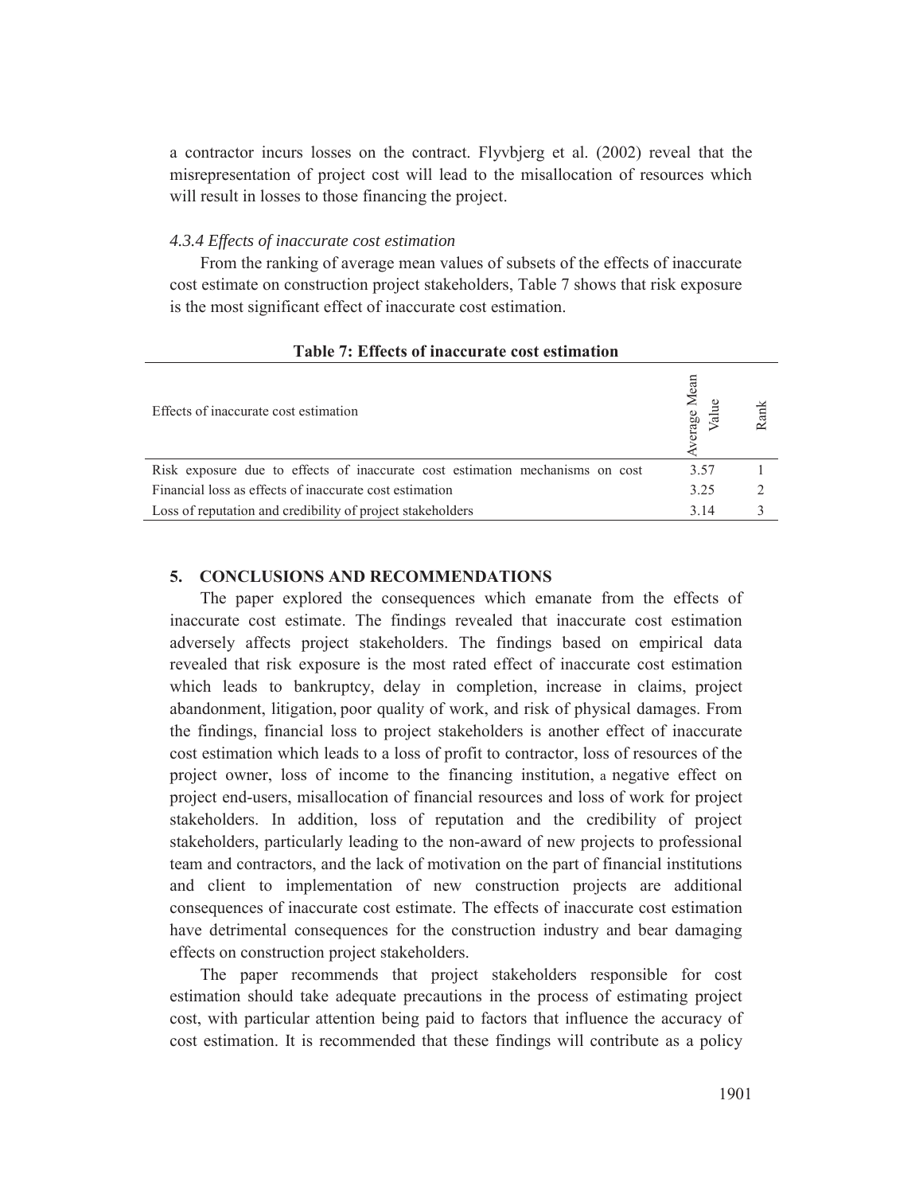a contractor incurs losses on the contract. Flyvbjerg et al. (2002) reveal that the misrepresentation of project cost will lead to the misallocation of resources which will result in losses to those financing the project.

#### *4.3.4 Effects of inaccurate cost estimation*

From the ranking of average mean values of subsets of the effects of inaccurate cost estimate on construction project stakeholders, Table 7 shows that risk exposure is the most significant effect of inaccurate cost estimation.

**Table 7: Effects of inaccurate cost estimation**

| Effects of inaccurate cost estimation | Average Mean Value | Rank |
|---|---|---|
| Risk exposure due to effects of inaccurate cost estimation mechanisms on cost | 3.57 | 1 |
| Financial loss as effects of inaccurate cost estimation | 3.25 | 2 |
| Loss of reputation and credibility of project stakeholders | 3.14 | 3 |

## 5. CONCLUSIONS AND RECOMMENDATIONS

The paper explored the consequences which emanate from the effects of inaccurate cost estimate. The findings revealed that inaccurate cost estimation adversely affects project stakeholders. The findings based on empirical data revealed that risk exposure is the most rated effect of inaccurate cost estimation which leads to bankruptcy, delay in completion, increase in claims, project abandonment, litigation, poor quality of work, and risk of physical damages. From the findings, financial loss to project stakeholders is another effect of inaccurate cost estimation which leads to a loss of profit to contractor, loss of resources of the project owner, loss of income to the financing institution, a negative effect on project end-users, misallocation of financial resources and loss of work for project stakeholders. In addition, loss of reputation and the credibility of project stakeholders, particularly leading to the non-award of new projects to professional team and contractors, and the lack of motivation on the part of financial institutions and client to implementation of new construction projects are additional consequences of inaccurate cost estimate. The effects of inaccurate cost estimation have detrimental consequences for the construction industry and bear damaging effects on construction project stakeholders.

The paper recommends that project stakeholders responsible for cost estimation should take adequate precautions in the process of estimating project cost, with particular attention being paid to factors that influence the accuracy of cost estimation. It is recommended that these findings will contribute as a policy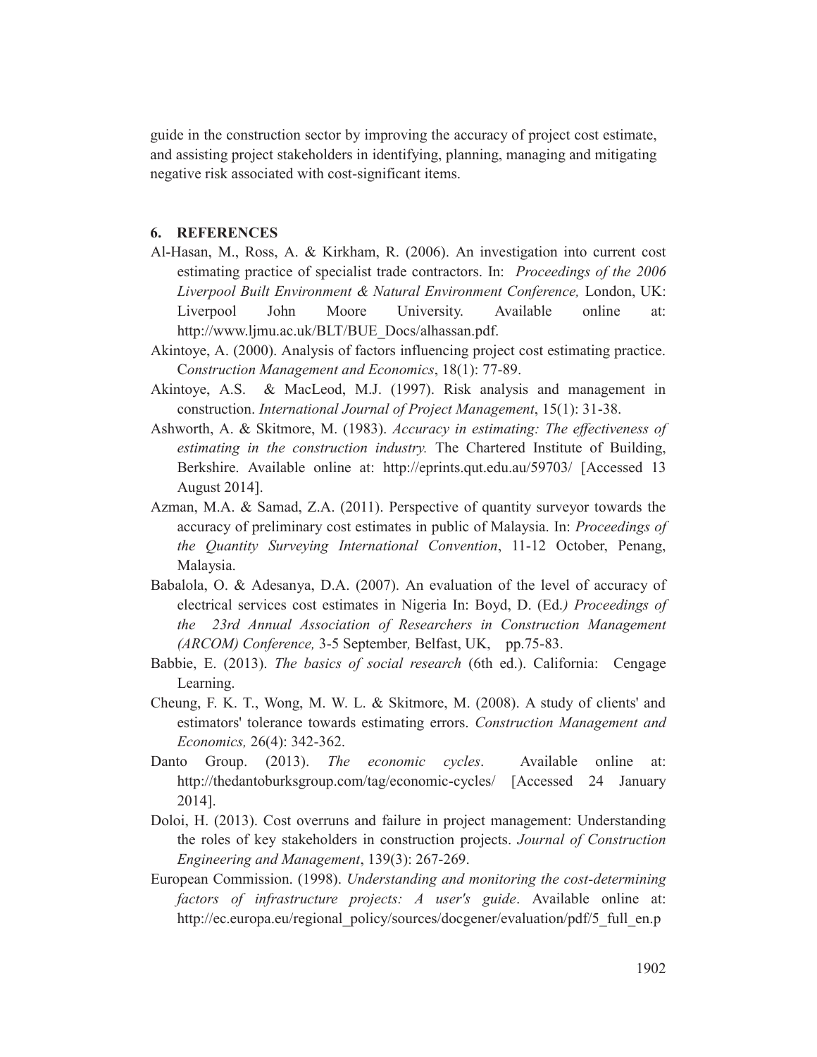guide in the construction sector by improving the accuracy of project cost estimate, and assisting project stakeholders in identifying, planning, managing and mitigating negative risk associated with cost-significant items.

## 6. REFERENCES

Al-Hasan, M., Ross, A. & Kirkham, R. (2006). An investigation into current cost estimating practice of specialist trade contractors. In: *Proceedings of the 2006 Liverpool Built Environment & Natural Environment Conference,* London, UK: Liverpool John Moore University. Available online at: http://www.ljmu.ac.uk/BLT/BUE_Docs/alhassan.pdf.

Akintoye, A. (2000). Analysis of factors influencing project cost estimating practice. C*onstruction Management and Economics*, 18(1): 77-89.

Akintoye, A.S. & MacLeod, M.J. (1997). Risk analysis and management in construction. *International Journal of Project Management*, 15(1): 31-38.

Ashworth, A. & Skitmore, M. (1983). *Accuracy in estimating: The effectiveness of estimating in the construction industry.* The Chartered Institute of Building, Berkshire. Available online at: http://eprints.qut.edu.au/59703/ [Accessed 13 August 2014].

Azman, M.A. & Samad, Z.A. (2011). Perspective of quantity surveyor towards the accuracy of preliminary cost estimates in public of Malaysia. In: *Proceedings of the Quantity Surveying International Convention*, 11-12 October, Penang, Malaysia.

Babalola, O. & Adesanya, D.A. (2007). An evaluation of the level of accuracy of electrical services cost estimates in Nigeria In: Boyd, D. (Ed*.) Proceedings of the 23rd Annual Association of Researchers in Construction Management (ARCOM) Conference,* 3-5 September*,* Belfast, UK, pp.75-83.

Babbie, E. (2013). *The basics of social research* (6th ed.). California: Cengage Learning.

Cheung, F. K. T., Wong, M. W. L. & Skitmore, M. (2008). A study of clients' and estimators' tolerance towards estimating errors. *Construction Management and Economics,* 26(4): 342-362.

Danto Group. (2013). *The economic cycles*. Available online at: http://thedantoburksgroup.com/tag/economic-cycles/ [Accessed 24 January 2014].

Doloi, H. (2013). Cost overruns and failure in project management: Understanding the roles of key stakeholders in construction projects. *Journal of Construction Engineering and Management*, 139(3): 267-269.

European Commission. (1998). *Understanding and monitoring the cost-determining factors of infrastructure projects: A user's guide*. Available online at: http://ec.europa.eu/regional_policy/sources/docgener/evaluation/pdf/5_full_en.p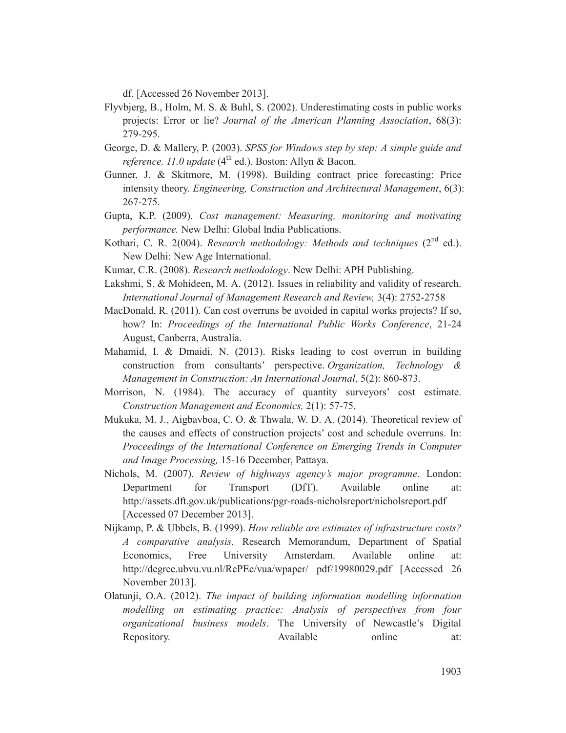df. [Accessed 26 November 2013].

Flyvbjerg, B., Holm, M. S. & Buhl, S. (2002). Underestimating costs in public works projects: Error or lie? *Journal of the American Planning Association*, 68(3): 279-295.

George, D. & Mallery, P. (2003). *SPSS for Windows step by step: A simple guide and reference. 11.0 update* (4th ed.). Boston: Allyn & Bacon.

Gunner, J. & Skitmore, M. (1998). Building contract price forecasting: Price intensity theory. *Engineering, Construction and Architectural Management*, 6(3): 267-275.

Gupta, K.P. (2009). *Cost management: Measuring, monitoring and motivating performance.* New Delhi: Global India Publications.

Kothari, C. R. 2(004). *Research methodology: Methods and techniques* (2nd ed.). New Delhi: New Age International.

Kumar, C.R. (2008). *Research methodology*. New Delhi: APH Publishing.

Lakshmi, S. & Mohideen, M. A. (2012). Issues in reliability and validity of research. *International Journal of Management Research and Review,* 3(4): 2752-2758

MacDonald, R. (2011). Can cost overruns be avoided in capital works projects? If so, how? In: *Proceedings of the International Public Works Conference*, 21-24 August, Canberra, Australia.

Mahamid, I. & Dmaidi, N. (2013). Risks leading to cost overrun in building construction from consultants' perspective. *Organization, Technology & Management in Construction: An International Journal*, 5(2): 860-873.

Morrison, N. (1984). The accuracy of quantity surveyors' cost estimate. *Construction Management and Economics,* 2(1): 57-75.

Mukuka, M. J., Aigbavboa, C. O. & Thwala, W. D. A. (2014). Theoretical review of the causes and effects of construction projects' cost and schedule overruns. In: *Proceedings of the International Conference on Emerging Trends in Computer and Image Processing,* 15-16 December, Pattaya.

Nichols, M. (2007). *Review of highways agency's major programme*. London: Department for Transport (DfT). Available online at: http://assets.dft.gov.uk/publications/pgr-roads-nicholsreport/nicholsreport.pdf [Accessed 07 December 2013].

Nijkamp, P. & Ubbels, B. (1999). *How reliable are estimates of infrastructure costs? A comparative analysis.* Research Memorandum, Department of Spatial Economics, Free University Amsterdam. Available online at: http://degree.ubvu.vu.nl/RePEc/vua/wpaper/ pdf/19980029.pdf [Accessed 26 November 2013].

Olatunji, O.A. (2012). *The impact of building information modelling information modelling on estimating practice: Analysis of perspectives from four organizational business models*. The University of Newcastle's Digital Repository. Available online at: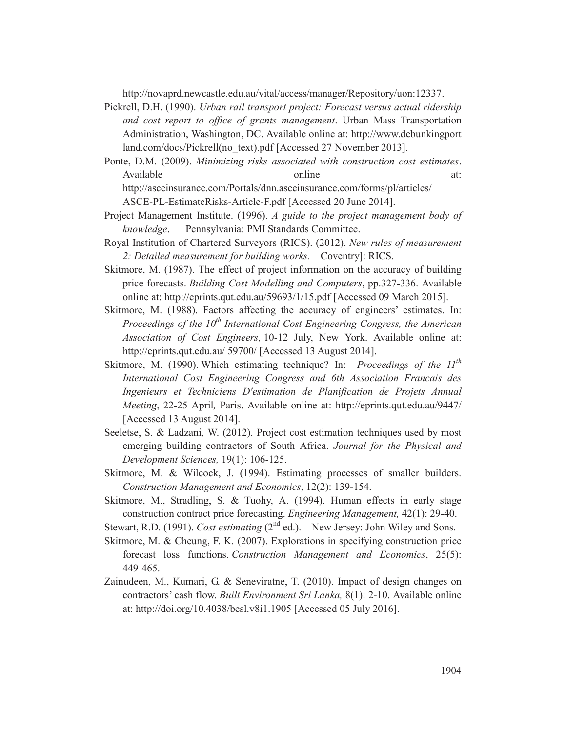http://novaprd.newcastle.edu.au/vital/access/manager/Repository/uon:12337.

Pickrell, D.H. (1990). *Urban rail transport project: Forecast versus actual ridership and cost report to office of grants management*. Urban Mass Transportation Administration, Washington, DC. Available online at: http://www.debunkingportland.com/docs/Pickrell(no_text).pdf [Accessed 27 November 2013].

Ponte, D.M. (2009). *Minimizing risks associated with construction cost estimates*. Available online at: http://asceinsurance.com/Portals/dnn.asceinsurance.com/forms/pl/articles/ASCE-PL-EstimateRisks-Article-F.pdf [Accessed 20 June 2014].

Project Management Institute. (1996). *A guide to the project management body of knowledge*. Pennsylvania: PMI Standards Committee.

Royal Institution of Chartered Surveyors (RICS). (2012). *New rules of measurement 2: Detailed measurement for building works.* Coventry]: RICS.

Skitmore, M. (1987). The effect of project information on the accuracy of building price forecasts. *Building Cost Modelling and Computers*, pp.327-336. Available online at: http://eprints.qut.edu.au/59693/1/15.pdf [Accessed 09 March 2015].

Skitmore, M. (1988). Factors affecting the accuracy of engineers' estimates. In: *Proceedings of the 10th International Cost Engineering Congress, the American Association of Cost Engineers,* 10-12 July, New York. Available online at: http://eprints.qut.edu.au/ 59700/ [Accessed 13 August 2014].

Skitmore, M. (1990). Which estimating technique? In: *Proceedings of the 11th International Cost Engineering Congress and 6th Association Francais des Ingenieurs et Techniciens D'estimation de Planification de Projets Annual Meeting*, 22-25 April, Paris. Available online at: http://eprints.qut.edu.au/9447/ [Accessed 13 August 2014].

Seeletse, S. & Ladzani, W. (2012). Project cost estimation techniques used by most emerging building contractors of South Africa. *Journal for the Physical and Development Sciences,* 19(1): 106-125.

Skitmore, M. & Wilcock, J. (1994). Estimating processes of smaller builders. *Construction Management and Economics*, 12(2): 139-154.

Skitmore, M., Stradling, S. & Tuohy, A. (1994). Human effects in early stage construction contract price forecasting. *Engineering Management,* 42(1): 29-40.

Stewart, R.D. (1991). *Cost estimating* (2nd ed.). New Jersey: John Wiley and Sons.

Skitmore, M. & Cheung, F. K. (2007). Explorations in specifying construction price forecast loss functions. *Construction Management and Economics*, 25(5): 449-465.

Zainudeen, M., Kumari, G. & Seneviratne, T. (2010). Impact of design changes on contractors' cash flow. *Built Environment Sri Lanka,* 8(1): 2-10. Available online at: http://doi.org/10.4038/besl.v8i1.1905 [Accessed 05 July 2016].